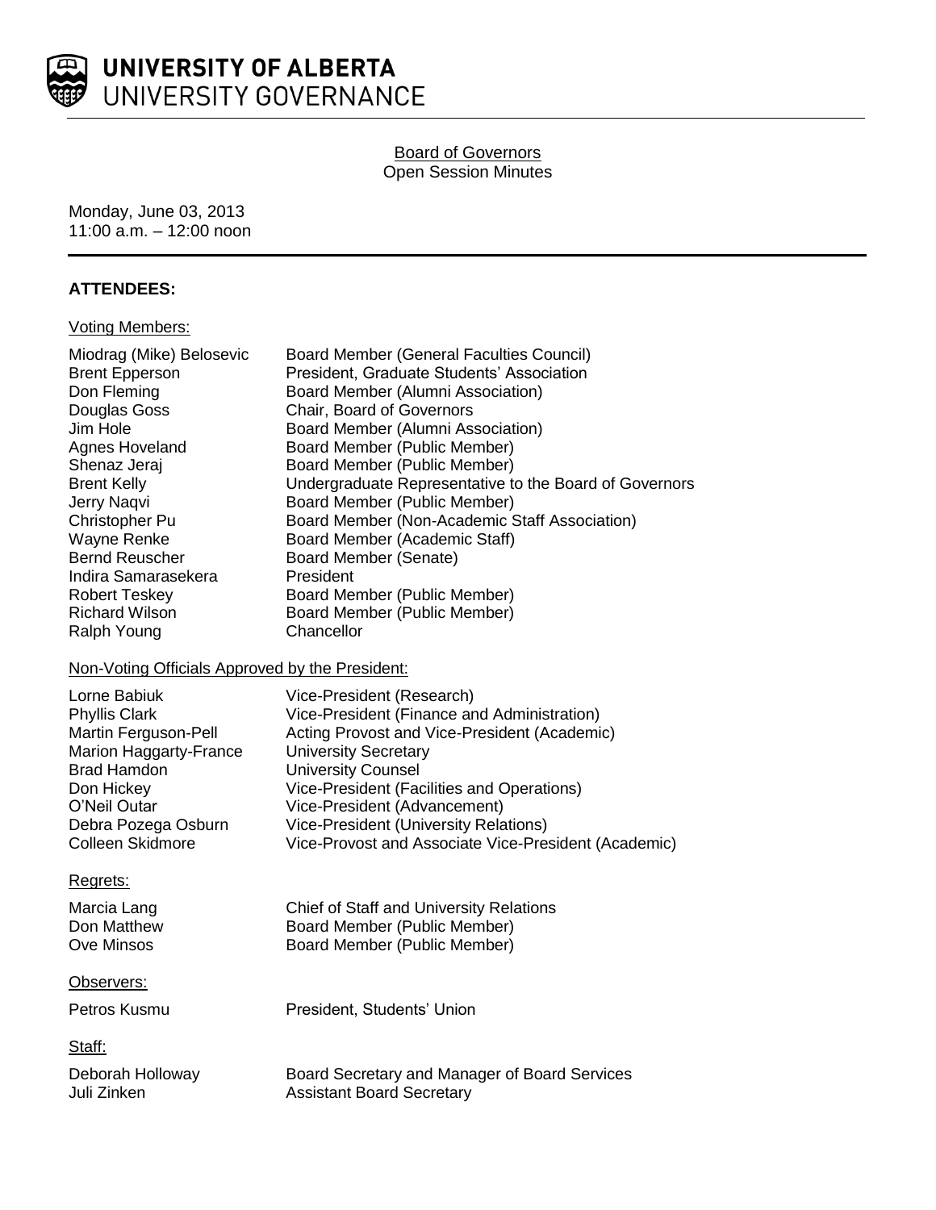# UNIVERSITY OF ALBERTA
UNIVERSITY GOVERNANCE

## Board of Governors
Open Session Minutes

Monday, June 03, 2013
11:00 a.m. – 12:00 noon

### ATTENDEES:

Voting Members:

| | |
|---|---|
| Miodrag (Mike) Belosevic | Board Member (General Faculties Council) |
| Brent Epperson | President, Graduate Students' Association |
| Don Fleming | Board Member (Alumni Association) |
| Douglas Goss | Chair, Board of Governors |
| Jim Hole | Board Member (Alumni Association) |
| Agnes Hoveland | Board Member (Public Member) |
| Shenaz Jeraj | Board Member (Public Member) |
| Brent Kelly | Undergraduate Representative to the Board of Governors |
| Jerry Naqvi | Board Member (Public Member) |
| Christopher Pu | Board Member (Non-Academic Staff Association) |
| Wayne Renke | Board Member (Academic Staff) |
| Bernd Reuscher | Board Member (Senate) |
| Indira Samarasekera | President |
| Robert Teskey | Board Member (Public Member) |
| Richard Wilson | Board Member (Public Member) |
| Ralph Young | Chancellor |

Non-Voting Officials Approved by the President:

| | |
|---|---|
| Lorne Babiuk | Vice-President (Research) |
| Phyllis Clark | Vice-President (Finance and Administration) |
| Martin Ferguson-Pell | Acting Provost and Vice-President (Academic) |
| Marion Haggarty-France | University Secretary |
| Brad Hamdon | University Counsel |
| Don Hickey | Vice-President (Facilities and Operations) |
| O'Neil Outar | Vice-President (Advancement) |
| Debra Pozega Osburn | Vice-President (University Relations) |
| Colleen Skidmore | Vice-Provost and Associate Vice-President (Academic) |

Regrets:

| | |
|---|---|
| Marcia Lang | Chief of Staff and University Relations |
| Don Matthew | Board Member (Public Member) |
| Ove Minsos | Board Member (Public Member) |

Observers:

| | |
|---|---|
| Petros Kusmu | President, Students' Union |

Staff:

| | |
|---|---|
| Deborah Holloway | Board Secretary and Manager of Board Services |
| Juli Zinken | Assistant Board Secretary |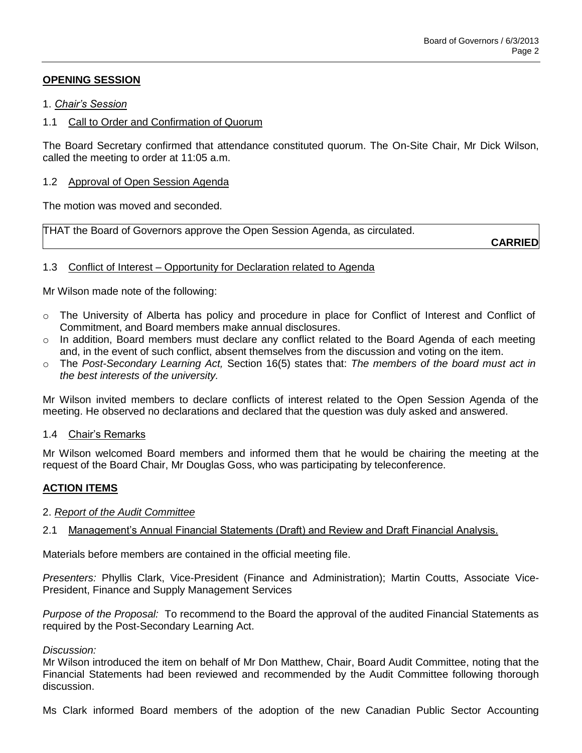## OPENING SESSION

1. *Chair's Session*

1.1 Call to Order and Confirmation of Quorum

The Board Secretary confirmed that attendance constituted quorum. The On-Site Chair, Mr Dick Wilson, called the meeting to order at 11:05 a.m.

1.2 Approval of Open Session Agenda

The motion was moved and seconded.

| THAT the Board of Governors approve the Open Session Agenda, as circulated. **CARRIED** |
|---|

1.3 Conflict of Interest – Opportunity for Declaration related to Agenda

Mr Wilson made note of the following:

- The University of Alberta has policy and procedure in place for Conflict of Interest and Conflict of Commitment, and Board members make annual disclosures.
- In addition, Board members must declare any conflict related to the Board Agenda of each meeting and, in the event of such conflict, absent themselves from the discussion and voting on the item.
- The *Post-Secondary Learning Act,* Section 16(5) states that: *The members of the board must act in the best interests of the university.*

Mr Wilson invited members to declare conflicts of interest related to the Open Session Agenda of the meeting. He observed no declarations and declared that the question was duly asked and answered.

1.4 Chair's Remarks

Mr Wilson welcomed Board members and informed them that he would be chairing the meeting at the request of the Board Chair, Mr Douglas Goss, who was participating by teleconference.

## ACTION ITEMS

2. *Report of the Audit Committee*

2.1 Management's Annual Financial Statements (Draft) and Review and Draft Financial Analysis.

Materials before members are contained in the official meeting file.

*Presenters:* Phyllis Clark, Vice-President (Finance and Administration); Martin Coutts, Associate Vice-President, Finance and Supply Management Services

*Purpose of the Proposal:* To recommend to the Board the approval of the audited Financial Statements as required by the Post-Secondary Learning Act.

*Discussion:*
Mr Wilson introduced the item on behalf of Mr Don Matthew, Chair, Board Audit Committee, noting that the Financial Statements had been reviewed and recommended by the Audit Committee following thorough discussion.

Ms Clark informed Board members of the adoption of the new Canadian Public Sector Accounting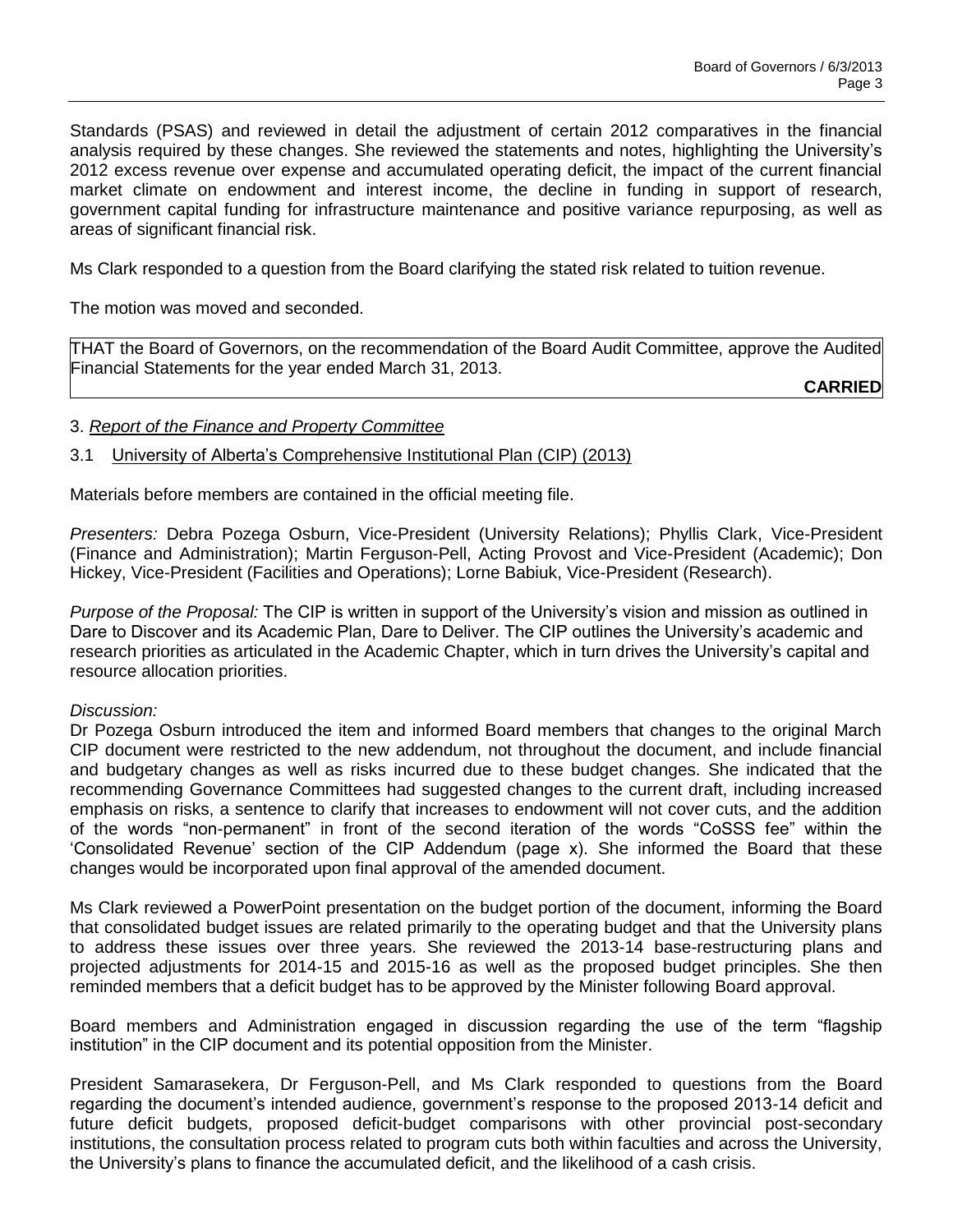Standards (PSAS) and reviewed in detail the adjustment of certain 2012 comparatives in the financial analysis required by these changes. She reviewed the statements and notes, highlighting the University's 2012 excess revenue over expense and accumulated operating deficit, the impact of the current financial market climate on endowment and interest income, the decline in funding in support of research, government capital funding for infrastructure maintenance and positive variance repurposing, as well as areas of significant financial risk.

Ms Clark responded to a question from the Board clarifying the stated risk related to tuition revenue.

The motion was moved and seconded.

> THAT the Board of Governors, on the recommendation of the Board Audit Committee, approve the Audited Financial Statements for the year ended March 31, 2013.
>
> **CARRIED**

3. *Report of the Finance and Property Committee*

3.1 University of Alberta's Comprehensive Institutional Plan (CIP) (2013)

Materials before members are contained in the official meeting file.

*Presenters:* Debra Pozega Osburn, Vice-President (University Relations); Phyllis Clark, Vice-President (Finance and Administration); Martin Ferguson-Pell, Acting Provost and Vice-President (Academic); Don Hickey, Vice-President (Facilities and Operations); Lorne Babiuk, Vice-President (Research).

*Purpose of the Proposal:* The CIP is written in support of the University's vision and mission as outlined in Dare to Discover and its Academic Plan, Dare to Deliver. The CIP outlines the University's academic and research priorities as articulated in the Academic Chapter, which in turn drives the University's capital and resource allocation priorities.

*Discussion:*
Dr Pozega Osburn introduced the item and informed Board members that changes to the original March CIP document were restricted to the new addendum, not throughout the document, and include financial and budgetary changes as well as risks incurred due to these budget changes. She indicated that the recommending Governance Committees had suggested changes to the current draft, including increased emphasis on risks, a sentence to clarify that increases to endowment will not cover cuts, and the addition of the words "non-permanent" in front of the second iteration of the words "CoSSS fee" within the 'Consolidated Revenue' section of the CIP Addendum (page x). She informed the Board that these changes would be incorporated upon final approval of the amended document.

Ms Clark reviewed a PowerPoint presentation on the budget portion of the document, informing the Board that consolidated budget issues are related primarily to the operating budget and that the University plans to address these issues over three years. She reviewed the 2013-14 base-restructuring plans and projected adjustments for 2014-15 and 2015-16 as well as the proposed budget principles. She then reminded members that a deficit budget has to be approved by the Minister following Board approval.

Board members and Administration engaged in discussion regarding the use of the term "flagship institution" in the CIP document and its potential opposition from the Minister.

President Samarasekera, Dr Ferguson-Pell, and Ms Clark responded to questions from the Board regarding the document's intended audience, government's response to the proposed 2013-14 deficit and future deficit budgets, proposed deficit-budget comparisons with other provincial post-secondary institutions, the consultation process related to program cuts both within faculties and across the University, the University's plans to finance the accumulated deficit, and the likelihood of a cash crisis.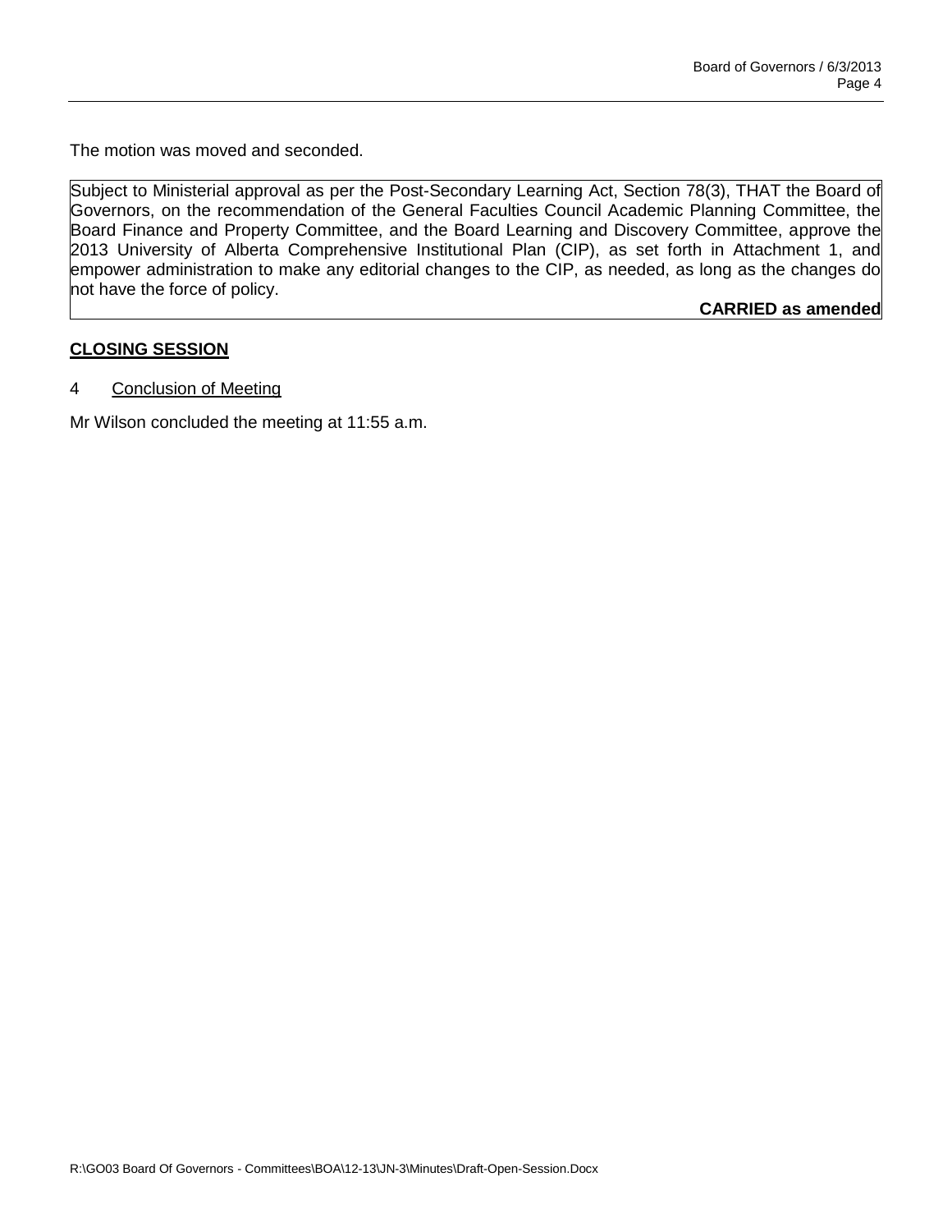The motion was moved and seconded.

| |
|---|
| Subject to Ministerial approval as per the Post-Secondary Learning Act, Section 78(3), THAT the Board of Governors, on the recommendation of the General Faculties Council Academic Planning Committee, the Board Finance and Property Committee, and the Board Learning and Discovery Committee, approve the 2013 University of Alberta Comprehensive Institutional Plan (CIP), as set forth in Attachment 1, and empower administration to make any editorial changes to the CIP, as needed, as long as the changes do not have the force of policy. **CARRIED as amended** |

**<u>CLOSING SESSION</u>**

4 <u>Conclusion of Meeting</u>

Mr Wilson concluded the meeting at 11:55 a.m.

R:\GO03 Board Of Governors - Committees\BOA\12-13\JN-3\Minutes\Draft-Open-Session.Docx